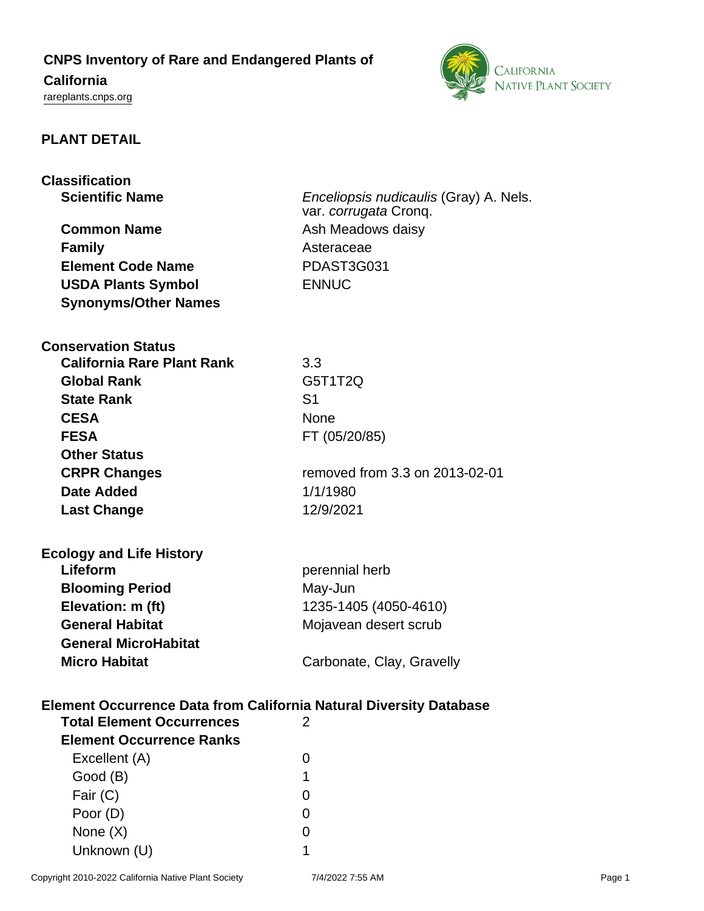# CNPS Inventory of Rare and Endangered Plants of California

rareplants.cnps.org

## PLANT DETAIL

### Classification

| | |
|---|---|
| **Scientific Name** | *Enceliopsis nudicaulis* (Gray) A. Nels. var. *corrugata* Cronq. |
| **Common Name** | Ash Meadows daisy |
| **Family** | Asteraceae |
| **Element Code Name** | PDAST3G031 |
| **USDA Plants Symbol** | ENNUC |
| **Synonyms/Other Names** | |

### Conservation Status

| | |
|---|---|
| **California Rare Plant Rank** | 3.3 |
| **Global Rank** | G5T1T2Q |
| **State Rank** | S1 |
| **CESA** | None |
| **FESA** | FT (05/20/85) |
| **Other Status** | |
| **CRPR Changes** | removed from 3.3 on 2013-02-01 |
| **Date Added** | 1/1/1980 |
| **Last Change** | 12/9/2021 |

### Ecology and Life History

| | |
|---|---|
| **Lifeform** | perennial herb |
| **Blooming Period** | May-Jun |
| **Elevation: m (ft)** | 1235-1405 (4050-4610) |
| **General Habitat** | Mojavean desert scrub |
| **General MicroHabitat** | |
| **Micro Habitat** | Carbonate, Clay, Gravelly |

### Element Occurrence Data from California Natural Diversity Database

| | |
|---|---|
| **Total Element Occurrences** | 2 |
| **Element Occurrence Ranks** | |
| Excellent (A) | 0 |
| Good (B) | 1 |
| Fair (C) | 0 |
| Poor (D) | 0 |
| None (X) | 0 |
| Unknown (U) | 1 |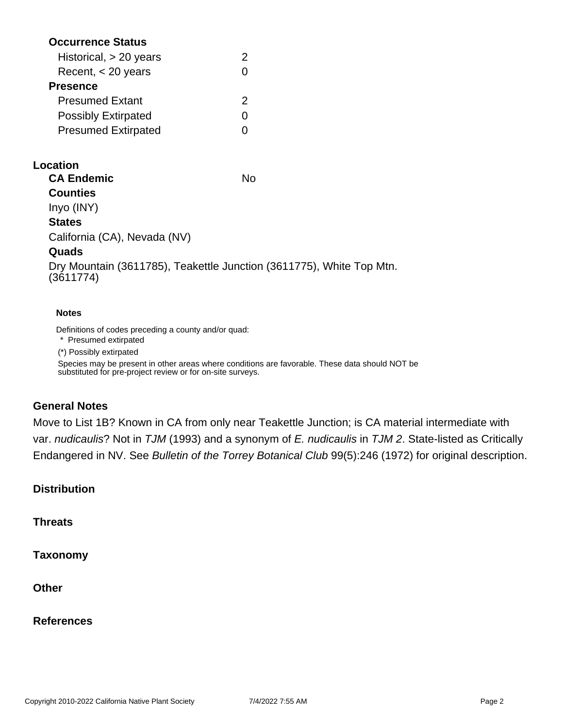**Occurrence Status**

| | |
|---|---|
| Historical, > 20 years | 2 |
| Recent, < 20 years | 0 |

**Presence**

| | |
|---|---|
| Presumed Extant | 2 |
| Possibly Extirpated | 0 |
| Presumed Extirpated | 0 |

## Location

**CA Endemic** No

**Counties**

Inyo (INY)

**States**

California (CA), Nevada (NV)

**Quads**

Dry Mountain (3611785), Teakettle Junction (3611775), White Top Mtn. (3611774)

**Notes**

Definitions of codes preceding a county and/or quad:

\* Presumed extirpated

(*) Possibly extirpated

Species may be present in other areas where conditions are favorable. These data should NOT be substituted for pre-project review or for on-site surveys.

## General Notes

Move to List 1B? Known in CA from only near Teakettle Junction; is CA material intermediate with var. *nudicaulis*? Not in *TJM* (1993) and a synonym of *E. nudicaulis* in *TJM 2*. State-listed as Critically Endangered in NV. See *Bulletin of the Torrey Botanical Club* 99(5):246 (1972) for original description.

## Distribution

## Threats

## Taxonomy

## Other

## References